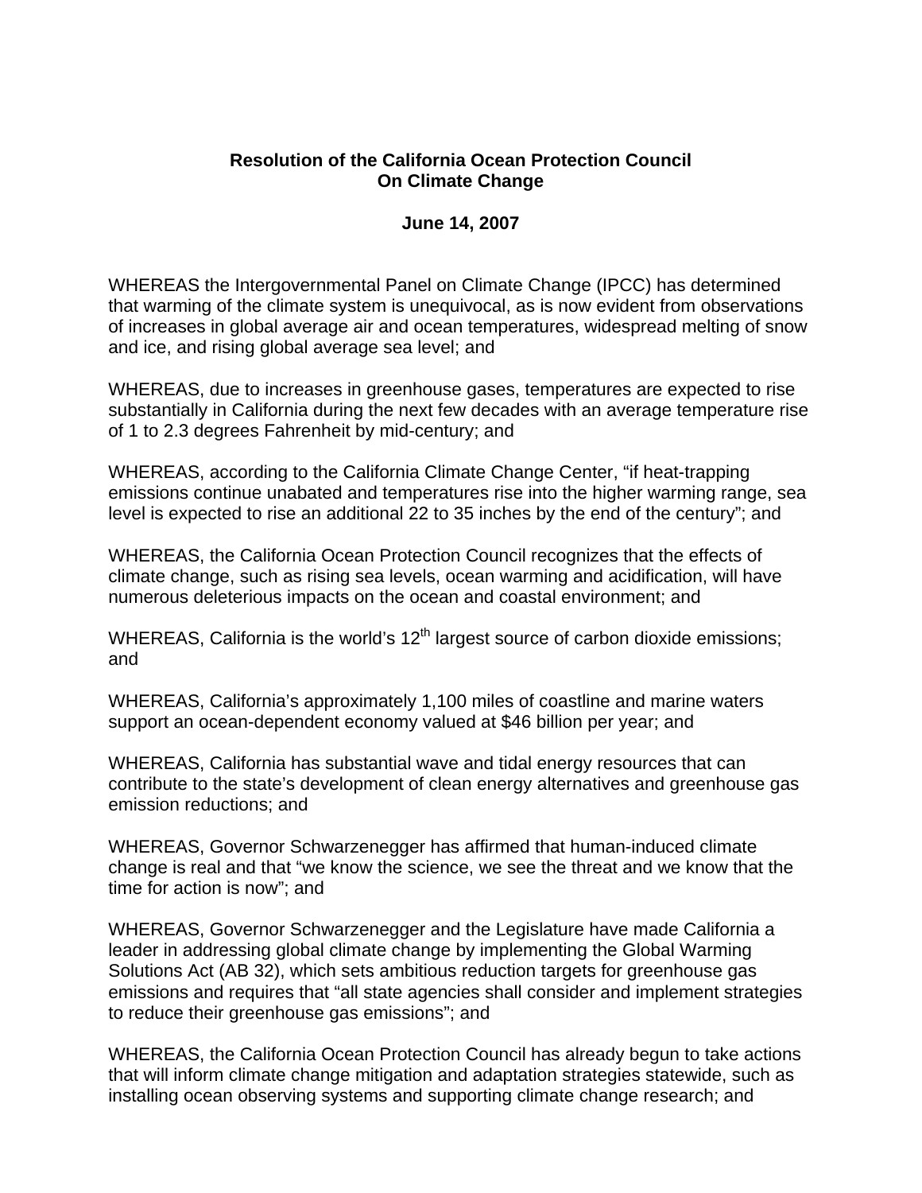**Resolution of the California Ocean Protection Council**
**On Climate Change**

**June 14, 2007**

WHEREAS the Intergovernmental Panel on Climate Change (IPCC) has determined that warming of the climate system is unequivocal, as is now evident from observations of increases in global average air and ocean temperatures, widespread melting of snow and ice, and rising global average sea level; and

WHEREAS, due to increases in greenhouse gases, temperatures are expected to rise substantially in California during the next few decades with an average temperature rise of 1 to 2.3 degrees Fahrenheit by mid-century; and

WHEREAS, according to the California Climate Change Center, "if heat-trapping emissions continue unabated and temperatures rise into the higher warming range, sea level is expected to rise an additional 22 to 35 inches by the end of the century"; and

WHEREAS, the California Ocean Protection Council recognizes that the effects of climate change, such as rising sea levels, ocean warming and acidification, will have numerous deleterious impacts on the ocean and coastal environment; and

WHEREAS, California is the world's 12th largest source of carbon dioxide emissions; and

WHEREAS, California's approximately 1,100 miles of coastline and marine waters support an ocean-dependent economy valued at $46 billion per year; and

WHEREAS, California has substantial wave and tidal energy resources that can contribute to the state's development of clean energy alternatives and greenhouse gas emission reductions; and

WHEREAS, Governor Schwarzenegger has affirmed that human-induced climate change is real and that "we know the science, we see the threat and we know that the time for action is now"; and

WHEREAS, Governor Schwarzenegger and the Legislature have made California a leader in addressing global climate change by implementing the Global Warming Solutions Act (AB 32), which sets ambitious reduction targets for greenhouse gas emissions and requires that "all state agencies shall consider and implement strategies to reduce their greenhouse gas emissions"; and

WHEREAS, the California Ocean Protection Council has already begun to take actions that will inform climate change mitigation and adaptation strategies statewide, such as installing ocean observing systems and supporting climate change research; and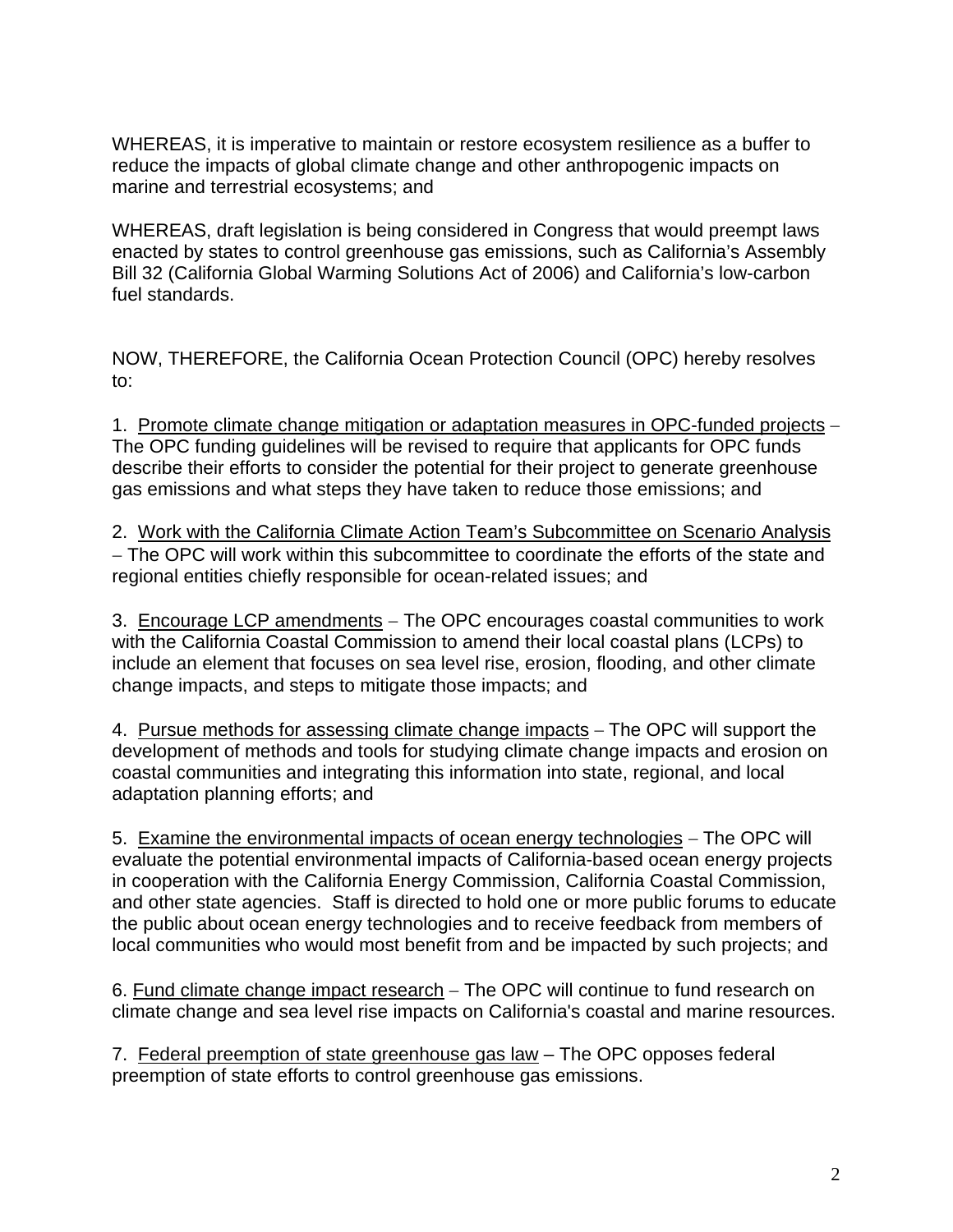WHEREAS, it is imperative to maintain or restore ecosystem resilience as a buffer to reduce the impacts of global climate change and other anthropogenic impacts on marine and terrestrial ecosystems; and

WHEREAS, draft legislation is being considered in Congress that would preempt laws enacted by states to control greenhouse gas emissions, such as California's Assembly Bill 32 (California Global Warming Solutions Act of 2006) and California's low-carbon fuel standards.

NOW, THEREFORE, the California Ocean Protection Council (OPC) hereby resolves to:

1. <u>Promote climate change mitigation or adaptation measures in OPC-funded projects</u> – The OPC funding guidelines will be revised to require that applicants for OPC funds describe their efforts to consider the potential for their project to generate greenhouse gas emissions and what steps they have taken to reduce those emissions; and

2. <u>Work with the California Climate Action Team's Subcommittee on Scenario Analysis</u> – The OPC will work within this subcommittee to coordinate the efforts of the state and regional entities chiefly responsible for ocean-related issues; and

3. <u>Encourage LCP amendments</u> – The OPC encourages coastal communities to work with the California Coastal Commission to amend their local coastal plans (LCPs) to include an element that focuses on sea level rise, erosion, flooding, and other climate change impacts, and steps to mitigate those impacts; and

4. <u>Pursue methods for assessing climate change impacts</u> – The OPC will support the development of methods and tools for studying climate change impacts and erosion on coastal communities and integrating this information into state, regional, and local adaptation planning efforts; and

5. <u>Examine the environmental impacts of ocean energy technologies</u> – The OPC will evaluate the potential environmental impacts of California-based ocean energy projects in cooperation with the California Energy Commission, California Coastal Commission, and other state agencies. Staff is directed to hold one or more public forums to educate the public about ocean energy technologies and to receive feedback from members of local communities who would most benefit from and be impacted by such projects; and

6. <u>Fund climate change impact research</u> – The OPC will continue to fund research on climate change and sea level rise impacts on California's coastal and marine resources.

7. <u>Federal preemption of state greenhouse gas law</u> – The OPC opposes federal preemption of state efforts to control greenhouse gas emissions.